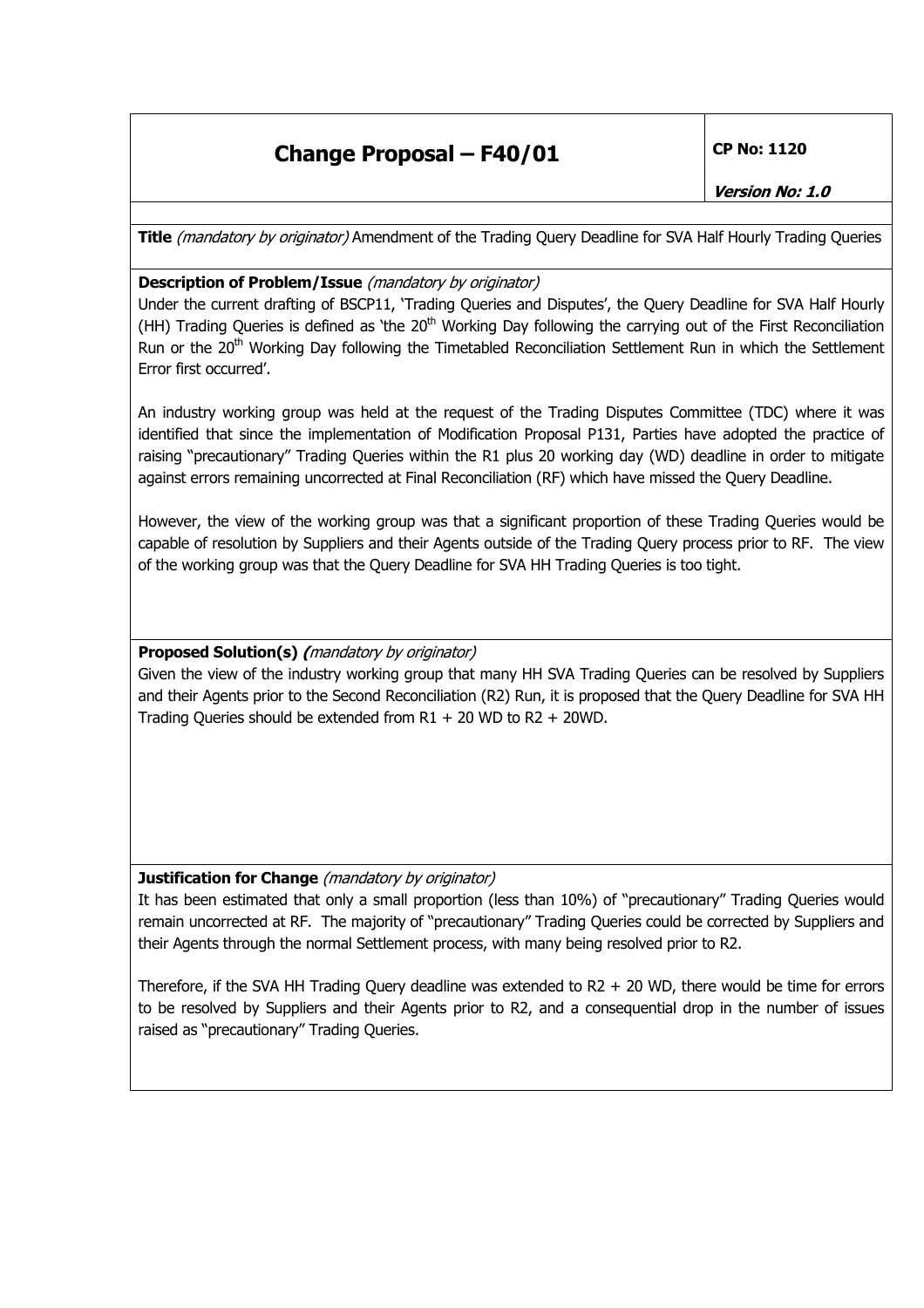# Change Proposal – F40/01

**CP No: 1120**

***Version No: 1.0***

**Title** *(mandatory by originator)* Amendment of the Trading Query Deadline for SVA Half Hourly Trading Queries

**Description of Problem/Issue** *(mandatory by originator)*

Under the current drafting of BSCP11, 'Trading Queries and Disputes', the Query Deadline for SVA Half Hourly (HH) Trading Queries is defined as 'the 20th Working Day following the carrying out of the First Reconciliation Run or the 20th Working Day following the Timetabled Reconciliation Settlement Run in which the Settlement Error first occurred'.

An industry working group was held at the request of the Trading Disputes Committee (TDC) where it was identified that since the implementation of Modification Proposal P131, Parties have adopted the practice of raising "precautionary" Trading Queries within the R1 plus 20 working day (WD) deadline in order to mitigate against errors remaining uncorrected at Final Reconciliation (RF) which have missed the Query Deadline.

However, the view of the working group was that a significant proportion of these Trading Queries would be capable of resolution by Suppliers and their Agents outside of the Trading Query process prior to RF. The view of the working group was that the Query Deadline for SVA HH Trading Queries is too tight.

**Proposed Solution(s)** ***(****mandatory by originator)*

Given the view of the industry working group that many HH SVA Trading Queries can be resolved by Suppliers and their Agents prior to the Second Reconciliation (R2) Run, it is proposed that the Query Deadline for SVA HH Trading Queries should be extended from R1 + 20 WD to R2 + 20WD.

**Justification for Change** *(mandatory by originator)*

It has been estimated that only a small proportion (less than 10%) of "precautionary" Trading Queries would remain uncorrected at RF. The majority of "precautionary" Trading Queries could be corrected by Suppliers and their Agents through the normal Settlement process, with many being resolved prior to R2.

Therefore, if the SVA HH Trading Query deadline was extended to R2 + 20 WD, there would be time for errors to be resolved by Suppliers and their Agents prior to R2, and a consequential drop in the number of issues raised as "precautionary" Trading Queries.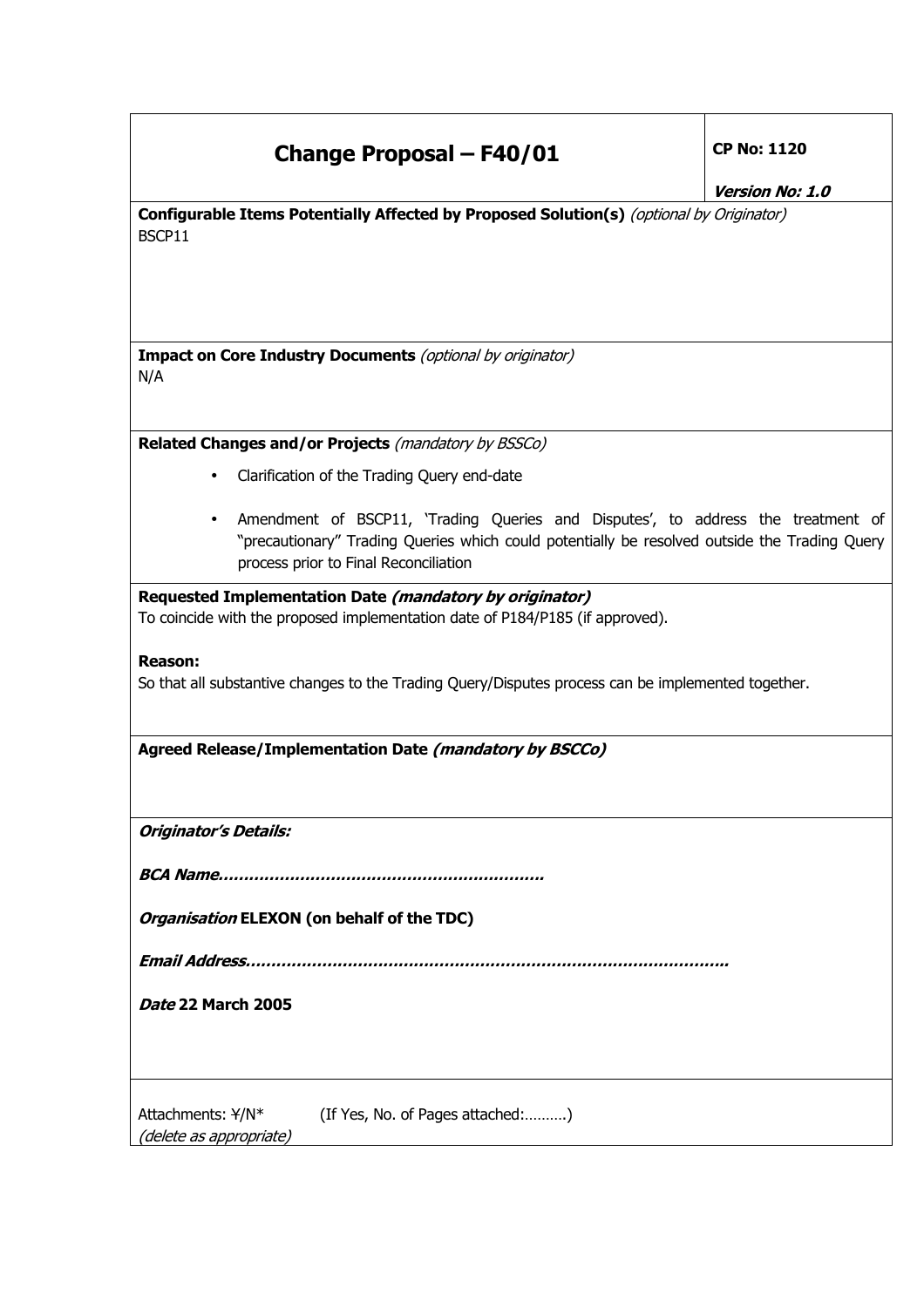# Change Proposal – F40/01

**CP No: 1120**

***Version No: 1.0***

**Configurable Items Potentially Affected by Proposed Solution(s)** *(optional by Originator)*

BSCP11

**Impact on Core Industry Documents** *(optional by originator)*

N/A

**Related Changes and/or Projects** *(mandatory by BSSCo)*

- Clarification of the Trading Query end-date
- Amendment of BSCP11, 'Trading Queries and Disputes', to address the treatment of "precautionary" Trading Queries which could potentially be resolved outside the Trading Query process prior to Final Reconciliation

**Requested Implementation Date *(mandatory by originator)***

To coincide with the proposed implementation date of P184/P185 (if approved).

**Reason:**

So that all substantive changes to the Trading Query/Disputes process can be implemented together.

**Agreed Release/Implementation Date *(mandatory by BSCCo)***

***Originator's Details:***

***BCA Name………………………………………………………***

***Organisation* ELEXON (on behalf of the TDC)**

***Email Address…………………………………………………………………………………***

***Date* 22 March 2005**

Attachments: ~~Y~~/N* (If Yes, No. of Pages attached:……….)

*(delete as appropriate)*